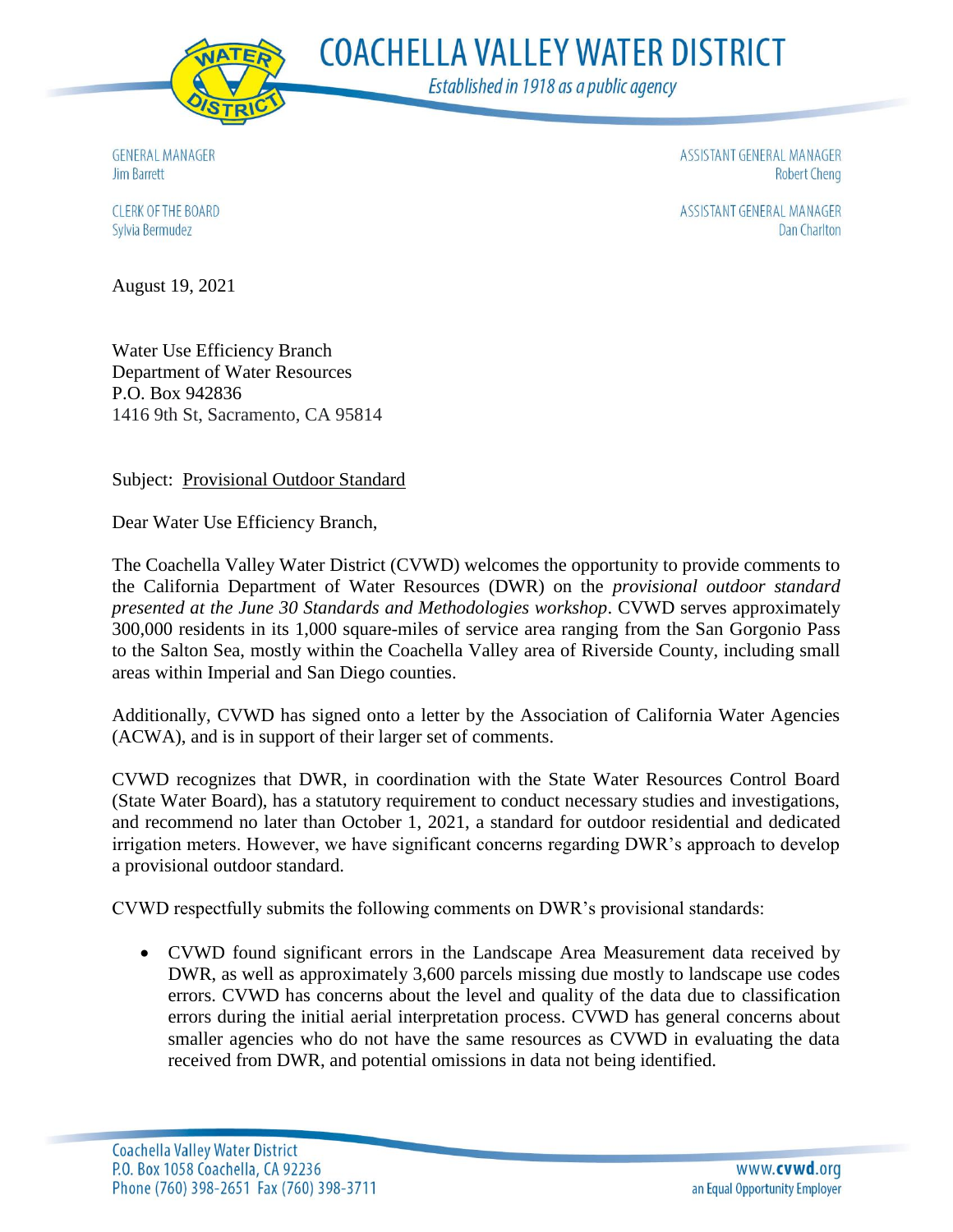# COACHELLA VALLEY WATER DISTRICT

*Established in 1918 as a public agency*

GENERAL MANAGER
Jim Barrett

ASSISTANT GENERAL MANAGER
Robert Cheng

CLERK OF THE BOARD
Sylvia Bermudez

ASSISTANT GENERAL MANAGER
Dan Charlton

August 19, 2021

Water Use Efficiency Branch
Department of Water Resources
P.O. Box 942836
1416 9th St, Sacramento, CA 95814

Subject: Provisional Outdoor Standard

Dear Water Use Efficiency Branch,

The Coachella Valley Water District (CVWD) welcomes the opportunity to provide comments to the California Department of Water Resources (DWR) on the *provisional outdoor standard presented at the June 30 Standards and Methodologies workshop*. CVWD serves approximately 300,000 residents in its 1,000 square-miles of service area ranging from the San Gorgonio Pass to the Salton Sea, mostly within the Coachella Valley area of Riverside County, including small areas within Imperial and San Diego counties.

Additionally, CVWD has signed onto a letter by the Association of California Water Agencies (ACWA), and is in support of their larger set of comments.

CVWD recognizes that DWR, in coordination with the State Water Resources Control Board (State Water Board), has a statutory requirement to conduct necessary studies and investigations, and recommend no later than October 1, 2021, a standard for outdoor residential and dedicated irrigation meters. However, we have significant concerns regarding DWR's approach to develop a provisional outdoor standard.

CVWD respectfully submits the following comments on DWR's provisional standards:

- CVWD found significant errors in the Landscape Area Measurement data received by DWR, as well as approximately 3,600 parcels missing due mostly to landscape use codes errors. CVWD has concerns about the level and quality of the data due to classification errors during the initial aerial interpretation process. CVWD has general concerns about smaller agencies who do not have the same resources as CVWD in evaluating the data received from DWR, and potential omissions in data not being identified.

Coachella Valley Water District
P.O. Box 1058 Coachella, CA 92236
Phone (760) 398-2651 Fax (760) 398-3711

www.cvwd.org
an Equal Opportunity Employer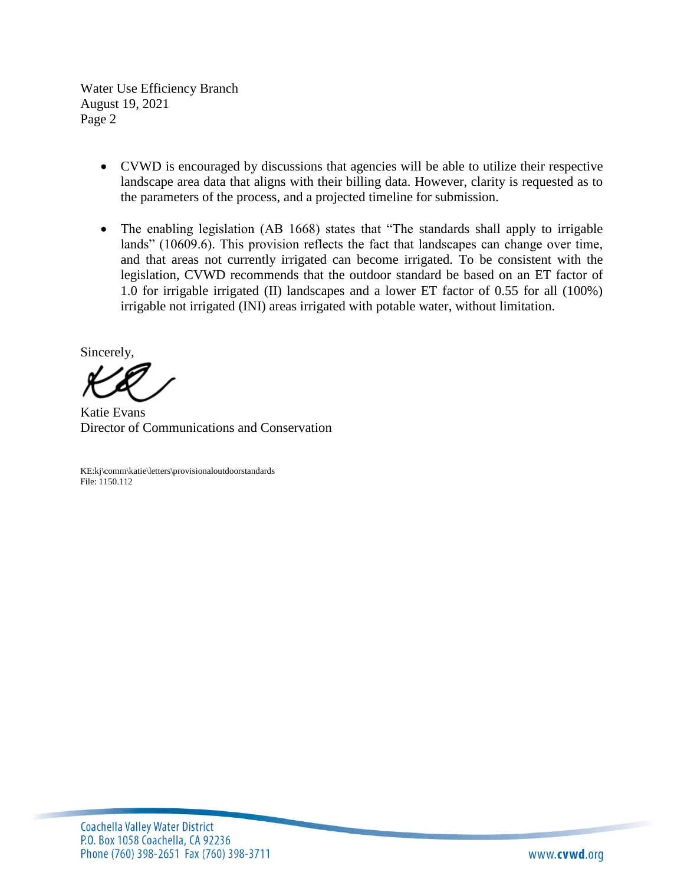- CVWD is encouraged by discussions that agencies will be able to utilize their respective landscape area data that aligns with their billing data. However, clarity is requested as to the parameters of the process, and a projected timeline for submission.

- The enabling legislation (AB 1668) states that "The standards shall apply to irrigable lands" (10609.6). This provision reflects the fact that landscapes can change over time, and that areas not currently irrigated can become irrigated. To be consistent with the legislation, CVWD recommends that the outdoor standard be based on an ET factor of 1.0 for irrigable irrigated (II) landscapes and a lower ET factor of 0.55 for all (100%) irrigable not irrigated (INI) areas irrigated with potable water, without limitation.

Sincerely,

Katie Evans
Director of Communications and Conservation

KE:kj\comm\katie\letters\provisionaloutdoorstandards
File: 1150.112